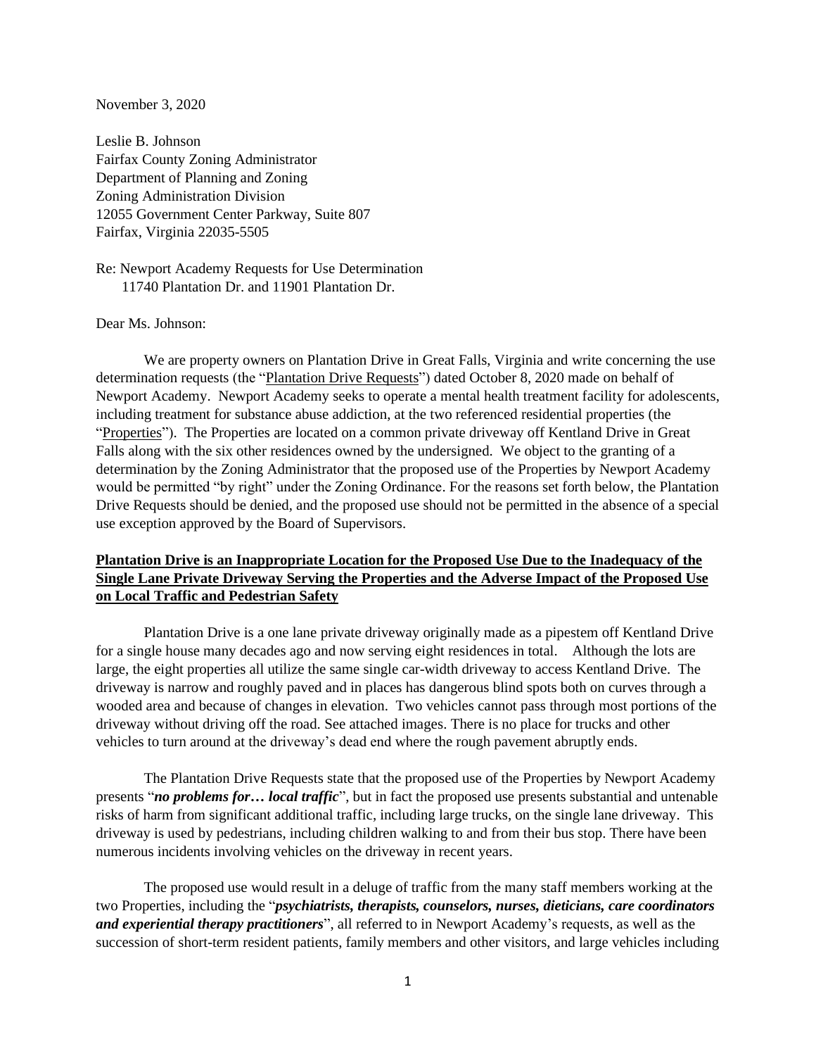November 3, 2020

Leslie B. Johnson
Fairfax County Zoning Administrator
Department of Planning and Zoning
Zoning Administration Division
12055 Government Center Parkway, Suite 807
Fairfax, Virginia 22035-5505

Re: Newport Academy Requests for Use Determination
11740 Plantation Dr. and 11901 Plantation Dr.

Dear Ms. Johnson:

We are property owners on Plantation Drive in Great Falls, Virginia and write concerning the use determination requests (the "Plantation Drive Requests") dated October 8, 2020 made on behalf of Newport Academy. Newport Academy seeks to operate a mental health treatment facility for adolescents, including treatment for substance abuse addiction, at the two referenced residential properties (the "Properties"). The Properties are located on a common private driveway off Kentland Drive in Great Falls along with the six other residences owned by the undersigned. We object to the granting of a determination by the Zoning Administrator that the proposed use of the Properties by Newport Academy would be permitted "by right" under the Zoning Ordinance. For the reasons set forth below, the Plantation Drive Requests should be denied, and the proposed use should not be permitted in the absence of a special use exception approved by the Board of Supervisors.

**Plantation Drive is an Inappropriate Location for the Proposed Use Due to the Inadequacy of the Single Lane Private Driveway Serving the Properties and the Adverse Impact of the Proposed Use on Local Traffic and Pedestrian Safety**

Plantation Drive is a one lane private driveway originally made as a pipestem off Kentland Drive for a single house many decades ago and now serving eight residences in total. Although the lots are large, the eight properties all utilize the same single car-width driveway to access Kentland Drive. The driveway is narrow and roughly paved and in places has dangerous blind spots both on curves through a wooded area and because of changes in elevation. Two vehicles cannot pass through most portions of the driveway without driving off the road. See attached images. There is no place for trucks and other vehicles to turn around at the driveway's dead end where the rough pavement abruptly ends.

The Plantation Drive Requests state that the proposed use of the Properties by Newport Academy presents "***no problems for… local traffic***", but in fact the proposed use presents substantial and untenable risks of harm from significant additional traffic, including large trucks, on the single lane driveway. This driveway is used by pedestrians, including children walking to and from their bus stop. There have been numerous incidents involving vehicles on the driveway in recent years.

The proposed use would result in a deluge of traffic from the many staff members working at the two Properties, including the "***psychiatrists, therapists, counselors, nurses, dieticians, care coordinators and experiential therapy practitioners***", all referred to in Newport Academy's requests, as well as the succession of short-term resident patients, family members and other visitors, and large vehicles including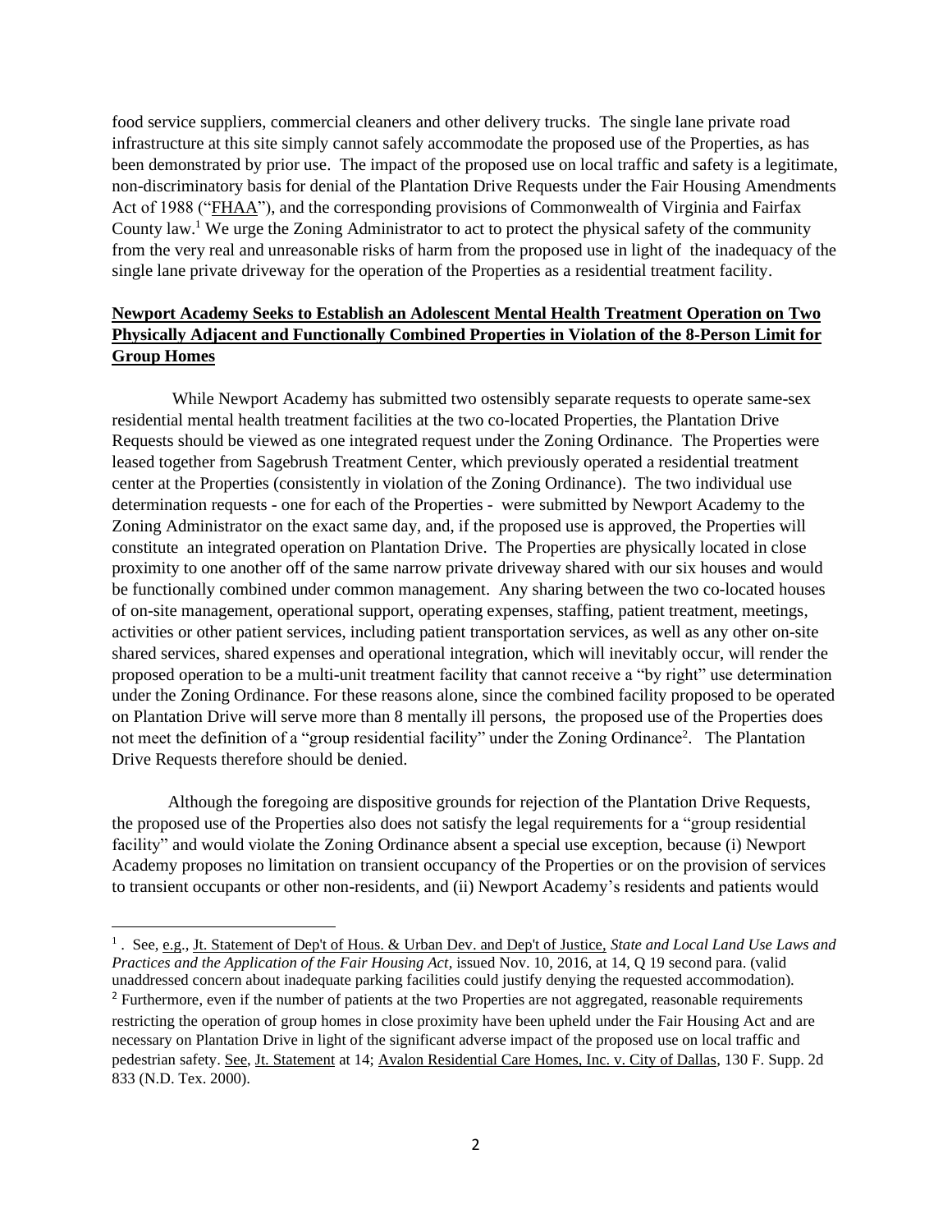food service suppliers, commercial cleaners and other delivery trucks. The single lane private road infrastructure at this site simply cannot safely accommodate the proposed use of the Properties, as has been demonstrated by prior use. The impact of the proposed use on local traffic and safety is a legitimate, non-discriminatory basis for denial of the Plantation Drive Requests under the Fair Housing Amendments Act of 1988 ("FHAA"), and the corresponding provisions of Commonwealth of Virginia and Fairfax County law.[1] We urge the Zoning Administrator to act to protect the physical safety of the community from the very real and unreasonable risks of harm from the proposed use in light of the inadequacy of the single lane private driveway for the operation of the Properties as a residential treatment facility.

**Newport Academy Seeks to Establish an Adolescent Mental Health Treatment Operation on Two Physically Adjacent and Functionally Combined Properties in Violation of the 8-Person Limit for Group Homes**

While Newport Academy has submitted two ostensibly separate requests to operate same-sex residential mental health treatment facilities at the two co-located Properties, the Plantation Drive Requests should be viewed as one integrated request under the Zoning Ordinance. The Properties were leased together from Sagebrush Treatment Center, which previously operated a residential treatment center at the Properties (consistently in violation of the Zoning Ordinance). The two individual use determination requests - one for each of the Properties - were submitted by Newport Academy to the Zoning Administrator on the exact same day, and, if the proposed use is approved, the Properties will constitute an integrated operation on Plantation Drive. The Properties are physically located in close proximity to one another off of the same narrow private driveway shared with our six houses and would be functionally combined under common management. Any sharing between the two co-located houses of on-site management, operational support, operating expenses, staffing, patient treatment, meetings, activities or other patient services, including patient transportation services, as well as any other on-site shared services, shared expenses and operational integration, which will inevitably occur, will render the proposed operation to be a multi-unit treatment facility that cannot receive a "by right" use determination under the Zoning Ordinance. For these reasons alone, since the combined facility proposed to be operated on Plantation Drive will serve more than 8 mentally ill persons, the proposed use of the Properties does not meet the definition of a "group residential facility" under the Zoning Ordinance[2]. The Plantation Drive Requests therefore should be denied.

Although the foregoing are dispositive grounds for rejection of the Plantation Drive Requests, the proposed use of the Properties also does not satisfy the legal requirements for a "group residential facility" and would violate the Zoning Ordinance absent a special use exception, because (i) Newport Academy proposes no limitation on transient occupancy of the Properties or on the provision of services to transient occupants or other non-residents, and (ii) Newport Academy's residents and patients would

---

[1] . See, e.g., Jt. Statement of Dep't of Hous. & Urban Dev. and Dep't of Justice, *State and Local Land Use Laws and Practices and the Application of the Fair Housing Act*, issued Nov. 10, 2016, at 14, Q 19 second para. (valid unaddressed concern about inadequate parking facilities could justify denying the requested accommodation).

[2] Furthermore, even if the number of patients at the two Properties are not aggregated, reasonable requirements restricting the operation of group homes in close proximity have been upheld under the Fair Housing Act and are necessary on Plantation Drive in light of the significant adverse impact of the proposed use on local traffic and pedestrian safety. See, Jt. Statement at 14; Avalon Residential Care Homes, Inc. v. City of Dallas, 130 F. Supp. 2d 833 (N.D. Tex. 2000).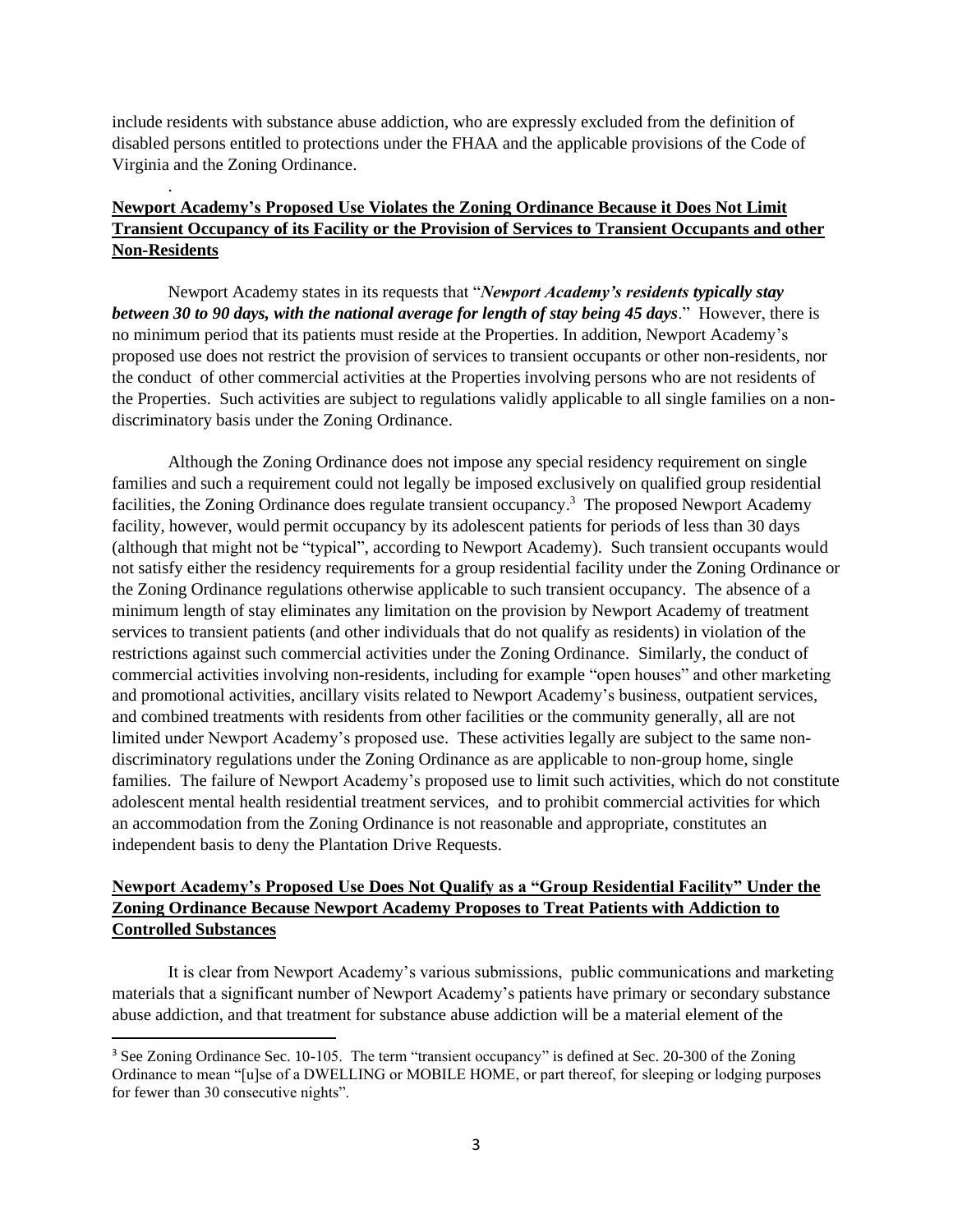include residents with substance abuse addiction, who are expressly excluded from the definition of disabled persons entitled to protections under the FHAA and the applicable provisions of the Code of Virginia and the Zoning Ordinance.

.

**<u>Newport Academy's Proposed Use Violates the Zoning Ordinance Because it Does Not Limit Transient Occupancy of its Facility or the Provision of Services to Transient Occupants and other Non-Residents</u>**

Newport Academy states in its requests that "***Newport Academy's residents typically stay between 30 to 90 days, with the national average for length of stay being 45 days***." However, there is no minimum period that its patients must reside at the Properties. In addition, Newport Academy's proposed use does not restrict the provision of services to transient occupants or other non-residents, nor the conduct of other commercial activities at the Properties involving persons who are not residents of the Properties. Such activities are subject to regulations validly applicable to all single families on a non-discriminatory basis under the Zoning Ordinance.

Although the Zoning Ordinance does not impose any special residency requirement on single families and such a requirement could not legally be imposed exclusively on qualified group residential facilities, the Zoning Ordinance does regulate transient occupancy.[3] The proposed Newport Academy facility, however, would permit occupancy by its adolescent patients for periods of less than 30 days (although that might not be "typical", according to Newport Academy). Such transient occupants would not satisfy either the residency requirements for a group residential facility under the Zoning Ordinance or the Zoning Ordinance regulations otherwise applicable to such transient occupancy. The absence of a minimum length of stay eliminates any limitation on the provision by Newport Academy of treatment services to transient patients (and other individuals that do not qualify as residents) in violation of the restrictions against such commercial activities under the Zoning Ordinance. Similarly, the conduct of commercial activities involving non-residents, including for example "open houses" and other marketing and promotional activities, ancillary visits related to Newport Academy's business, outpatient services, and combined treatments with residents from other facilities or the community generally, all are not limited under Newport Academy's proposed use. These activities legally are subject to the same non-discriminatory regulations under the Zoning Ordinance as are applicable to non-group home, single families. The failure of Newport Academy's proposed use to limit such activities, which do not constitute adolescent mental health residential treatment services, and to prohibit commercial activities for which an accommodation from the Zoning Ordinance is not reasonable and appropriate, constitutes an independent basis to deny the Plantation Drive Requests.

**<u>Newport Academy's Proposed Use Does Not Qualify as a "Group Residential Facility" Under the Zoning Ordinance Because Newport Academy Proposes to Treat Patients with Addiction to Controlled Substances</u>**

It is clear from Newport Academy's various submissions, public communications and marketing materials that a significant number of Newport Academy's patients have primary or secondary substance abuse addiction, and that treatment for substance abuse addiction will be a material element of the

---

[3] See Zoning Ordinance Sec. 10-105. The term "transient occupancy" is defined at Sec. 20-300 of the Zoning Ordinance to mean "[u]se of a DWELLING or MOBILE HOME, or part thereof, for sleeping or lodging purposes for fewer than 30 consecutive nights".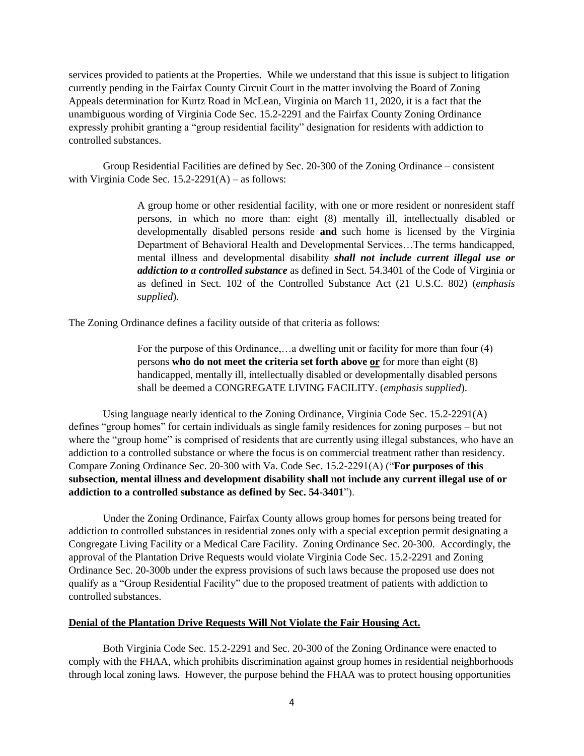services provided to patients at the Properties. While we understand that this issue is subject to litigation currently pending in the Fairfax County Circuit Court in the matter involving the Board of Zoning Appeals determination for Kurtz Road in McLean, Virginia on March 11, 2020, it is a fact that the unambiguous wording of Virginia Code Sec. 15.2-2291 and the Fairfax County Zoning Ordinance expressly prohibit granting a "group residential facility" designation for residents with addiction to controlled substances.

Group Residential Facilities are defined by Sec. 20-300 of the Zoning Ordinance – consistent with Virginia Code Sec. 15.2-2291(A) – as follows:

> A group home or other residential facility, with one or more resident or nonresident staff persons, in which no more than: eight (8) mentally ill, intellectually disabled or developmentally disabled persons reside **and** such home is licensed by the Virginia Department of Behavioral Health and Developmental Services…The terms handicapped, mental illness and developmental disability ***shall not include current illegal use or addiction to a controlled substance*** as defined in Sect. 54.3401 of the Code of Virginia or as defined in Sect. 102 of the Controlled Substance Act (21 U.S.C. 802) (*emphasis supplied*).

The Zoning Ordinance defines a facility outside of that criteria as follows:

> For the purpose of this Ordinance,…a dwelling unit or facility for more than four (4) persons **who do not meet the criteria set forth above <u>or</u>** for more than eight (8) handicapped, mentally ill, intellectually disabled or developmentally disabled persons shall be deemed a CONGREGATE LIVING FACILITY. (*emphasis supplied*).

Using language nearly identical to the Zoning Ordinance, Virginia Code Sec. 15.2-2291(A) defines "group homes" for certain individuals as single family residences for zoning purposes – but not where the "group home" is comprised of residents that are currently using illegal substances, who have an addiction to a controlled substance or where the focus is on commercial treatment rather than residency. Compare Zoning Ordinance Sec. 20-300 with Va. Code Sec. 15.2-2291(A) ("**For purposes of this subsection, mental illness and development disability shall not include any current illegal use of or addiction to a controlled substance as defined by Sec. 54-3401**").

Under the Zoning Ordinance, Fairfax County allows group homes for persons being treated for addiction to controlled substances in residential zones <u>only</u> with a special exception permit designating a Congregate Living Facility or a Medical Care Facility. Zoning Ordinance Sec. 20-300. Accordingly, the approval of the Plantation Drive Requests would violate Virginia Code Sec. 15.2-2291 and Zoning Ordinance Sec. 20-300b under the express provisions of such laws because the proposed use does not qualify as a "Group Residential Facility" due to the proposed treatment of patients with addiction to controlled substances.

**<u>Denial of the Plantation Drive Requests Will Not Violate the Fair Housing Act.</u>**

Both Virginia Code Sec. 15.2-2291 and Sec. 20-300 of the Zoning Ordinance were enacted to comply with the FHAA, which prohibits discrimination against group homes in residential neighborhoods through local zoning laws. However, the purpose behind the FHAA was to protect housing opportunities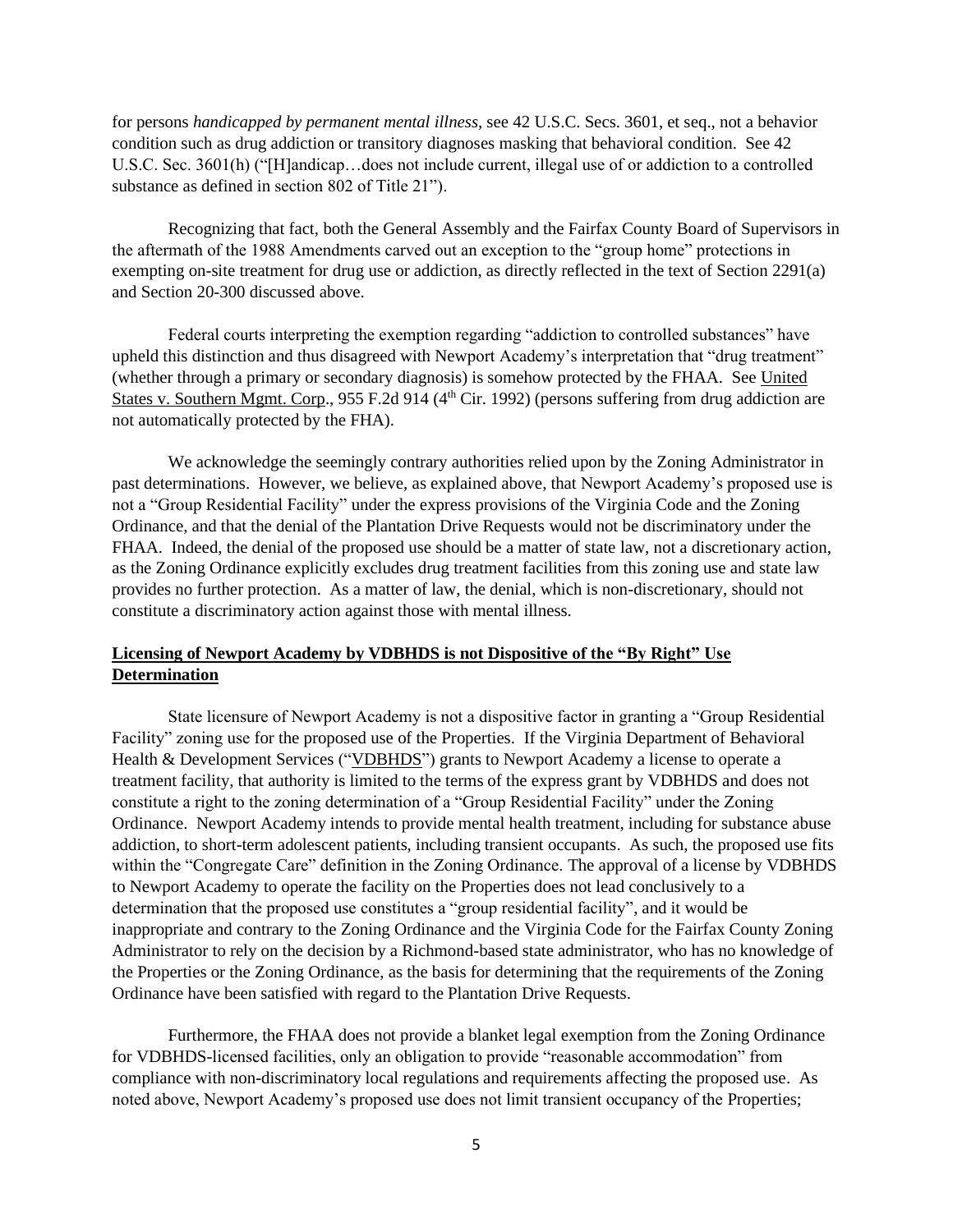for persons *handicapped by permanent mental illness*, see 42 U.S.C. Secs. 3601, et seq., not a behavior condition such as drug addiction or transitory diagnoses masking that behavioral condition. See 42 U.S.C. Sec. 3601(h) ("[H]andicap…does not include current, illegal use of or addiction to a controlled substance as defined in section 802 of Title 21").

Recognizing that fact, both the General Assembly and the Fairfax County Board of Supervisors in the aftermath of the 1988 Amendments carved out an exception to the "group home" protections in exempting on-site treatment for drug use or addiction, as directly reflected in the text of Section 2291(a) and Section 20-300 discussed above.

Federal courts interpreting the exemption regarding "addiction to controlled substances" have upheld this distinction and thus disagreed with Newport Academy's interpretation that "drug treatment" (whether through a primary or secondary diagnosis) is somehow protected by the FHAA. See United States v. Southern Mgmt. Corp., 955 F.2d 914 (4th Cir. 1992) (persons suffering from drug addiction are not automatically protected by the FHA).

We acknowledge the seemingly contrary authorities relied upon by the Zoning Administrator in past determinations. However, we believe, as explained above, that Newport Academy's proposed use is not a "Group Residential Facility" under the express provisions of the Virginia Code and the Zoning Ordinance, and that the denial of the Plantation Drive Requests would not be discriminatory under the FHAA. Indeed, the denial of the proposed use should be a matter of state law, not a discretionary action, as the Zoning Ordinance explicitly excludes drug treatment facilities from this zoning use and state law provides no further protection. As a matter of law, the denial, which is non-discretionary, should not constitute a discriminatory action against those with mental illness.

**Licensing of Newport Academy by VDBHDS is not Dispositive of the "By Right" Use Determination**

State licensure of Newport Academy is not a dispositive factor in granting a "Group Residential Facility" zoning use for the proposed use of the Properties. If the Virginia Department of Behavioral Health & Development Services ("VDBHDS") grants to Newport Academy a license to operate a treatment facility, that authority is limited to the terms of the express grant by VDBHDS and does not constitute a right to the zoning determination of a "Group Residential Facility" under the Zoning Ordinance. Newport Academy intends to provide mental health treatment, including for substance abuse addiction, to short-term adolescent patients, including transient occupants. As such, the proposed use fits within the "Congregate Care" definition in the Zoning Ordinance. The approval of a license by VDBHDS to Newport Academy to operate the facility on the Properties does not lead conclusively to a determination that the proposed use constitutes a "group residential facility", and it would be inappropriate and contrary to the Zoning Ordinance and the Virginia Code for the Fairfax County Zoning Administrator to rely on the decision by a Richmond-based state administrator, who has no knowledge of the Properties or the Zoning Ordinance, as the basis for determining that the requirements of the Zoning Ordinance have been satisfied with regard to the Plantation Drive Requests.

Furthermore, the FHAA does not provide a blanket legal exemption from the Zoning Ordinance for VDBHDS-licensed facilities, only an obligation to provide "reasonable accommodation" from compliance with non-discriminatory local regulations and requirements affecting the proposed use. As noted above, Newport Academy's proposed use does not limit transient occupancy of the Properties;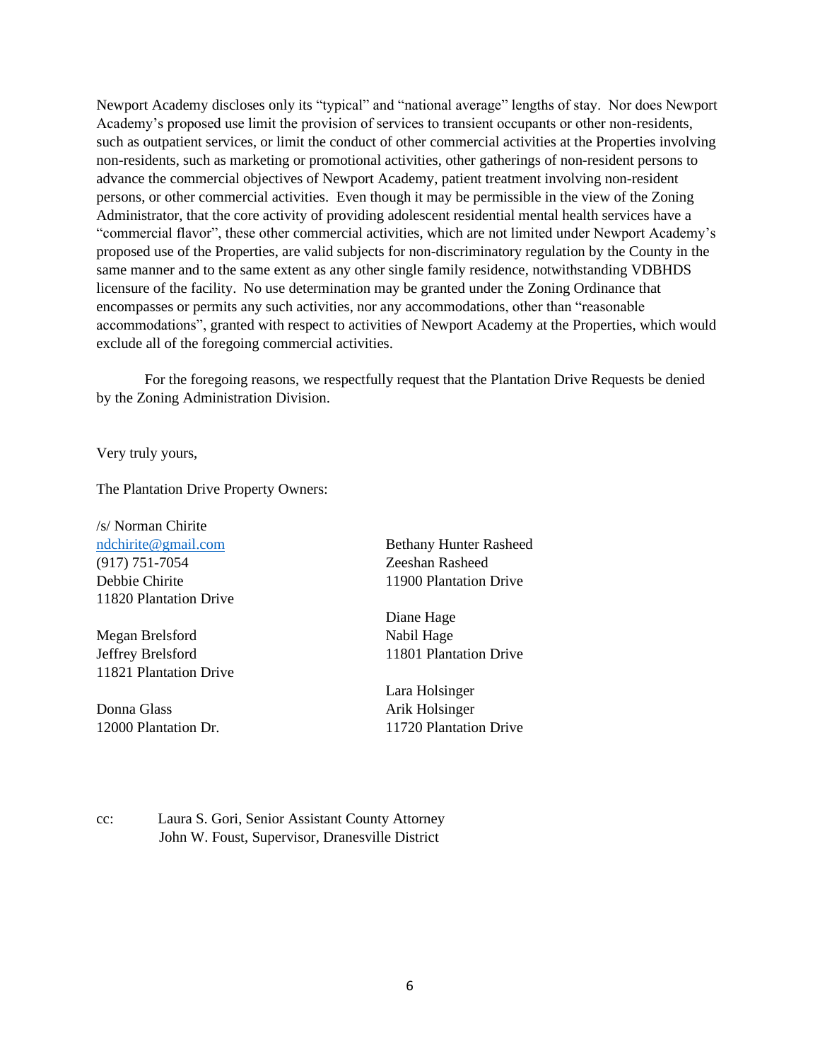Newport Academy discloses only its "typical" and "national average" lengths of stay. Nor does Newport Academy's proposed use limit the provision of services to transient occupants or other non-residents, such as outpatient services, or limit the conduct of other commercial activities at the Properties involving non-residents, such as marketing or promotional activities, other gatherings of non-resident persons to advance the commercial objectives of Newport Academy, patient treatment involving non-resident persons, or other commercial activities. Even though it may be permissible in the view of the Zoning Administrator, that the core activity of providing adolescent residential mental health services have a "commercial flavor", these other commercial activities, which are not limited under Newport Academy's proposed use of the Properties, are valid subjects for non-discriminatory regulation by the County in the same manner and to the same extent as any other single family residence, notwithstanding VDBHDS licensure of the facility. No use determination may be granted under the Zoning Ordinance that encompasses or permits any such activities, nor any accommodations, other than "reasonable accommodations", granted with respect to activities of Newport Academy at the Properties, which would exclude all of the foregoing commercial activities.

For the foregoing reasons, we respectfully request that the Plantation Drive Requests be denied by the Zoning Administration Division.

Very truly yours,

The Plantation Drive Property Owners:

/s/ Norman Chirite
ndchirite@gmail.com
(917) 751-7054
Debbie Chirite
11820 Plantation Drive

Megan Brelsford
Jeffrey Brelsford
11821 Plantation Drive

Donna Glass
12000 Plantation Dr.

Bethany Hunter Rasheed
Zeeshan Rasheed
11900 Plantation Drive

Diane Hage
Nabil Hage
11801 Plantation Drive

Lara Holsinger
Arik Holsinger
11720 Plantation Drive

cc: Laura S. Gori, Senior Assistant County Attorney
John W. Foust, Supervisor, Dranesville District